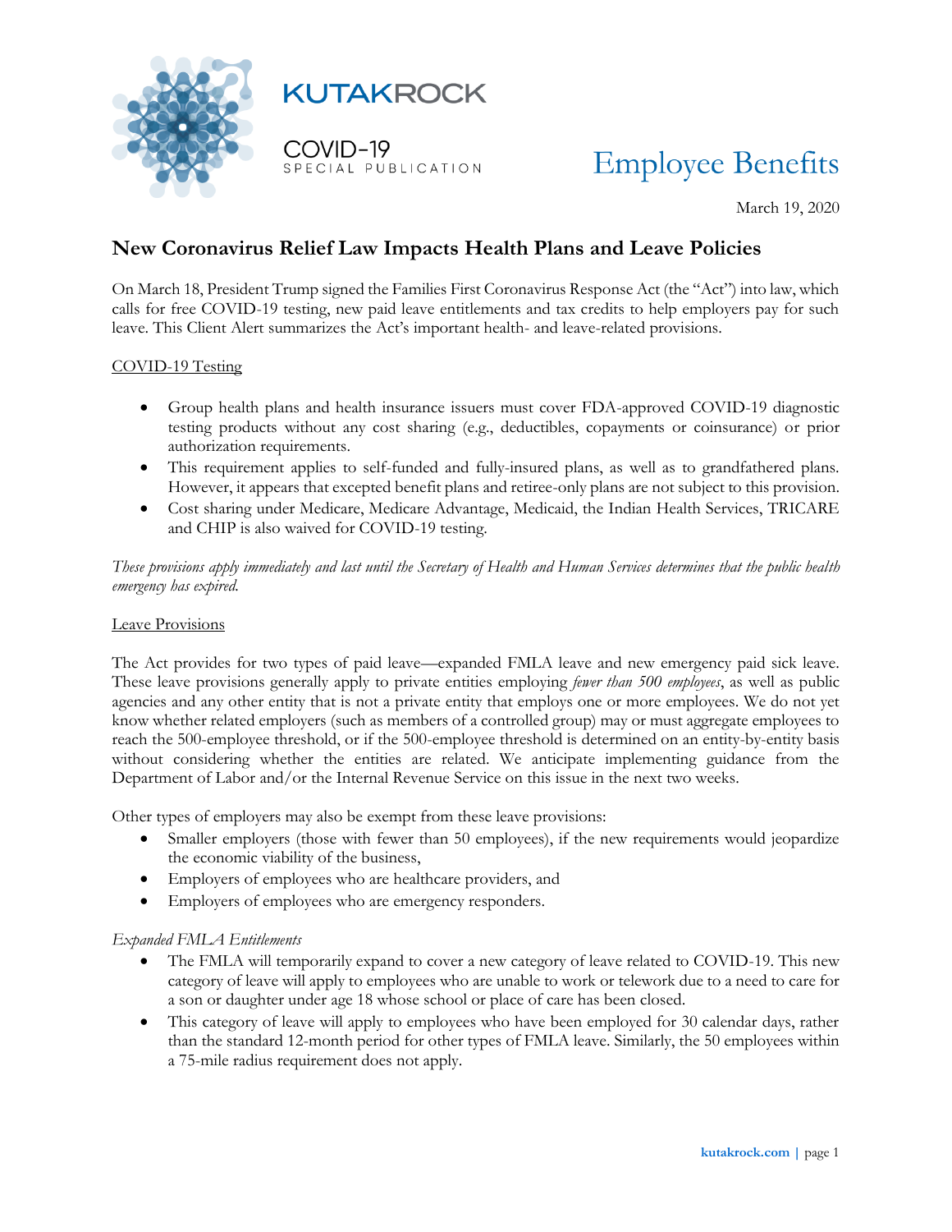KUTAKROCK

COVID-19
SPECIAL PUBLICATION

Employee Benefits

March 19, 2020

# New Coronavirus Relief Law Impacts Health Plans and Leave Policies

On March 18, President Trump signed the Families First Coronavirus Response Act (the "Act") into law, which calls for free COVID-19 testing, new paid leave entitlements and tax credits to help employers pay for such leave. This Client Alert summarizes the Act's important health- and leave-related provisions.

## COVID-19 Testing

- Group health plans and health insurance issuers must cover FDA-approved COVID-19 diagnostic testing products without any cost sharing (e.g., deductibles, copayments or coinsurance) or prior authorization requirements.
- This requirement applies to self-funded and fully-insured plans, as well as to grandfathered plans. However, it appears that excepted benefit plans and retiree-only plans are not subject to this provision.
- Cost sharing under Medicare, Medicare Advantage, Medicaid, the Indian Health Services, TRICARE and CHIP is also waived for COVID-19 testing.

*These provisions apply immediately and last until the Secretary of Health and Human Services determines that the public health emergency has expired.*

## Leave Provisions

The Act provides for two types of paid leave—expanded FMLA leave and new emergency paid sick leave. These leave provisions generally apply to private entities employing *fewer than 500 employees*, as well as public agencies and any other entity that is not a private entity that employs one or more employees. We do not yet know whether related employers (such as members of a controlled group) may or must aggregate employees to reach the 500-employee threshold, or if the 500-employee threshold is determined on an entity-by-entity basis without considering whether the entities are related. We anticipate implementing guidance from the Department of Labor and/or the Internal Revenue Service on this issue in the next two weeks.

Other types of employers may also be exempt from these leave provisions:

- Smaller employers (those with fewer than 50 employees), if the new requirements would jeopardize the economic viability of the business,
- Employers of employees who are healthcare providers, and
- Employers of employees who are emergency responders.

### *Expanded FMLA Entitlements*

- The FMLA will temporarily expand to cover a new category of leave related to COVID-19. This new category of leave will apply to employees who are unable to work or telework due to a need to care for a son or daughter under age 18 whose school or place of care has been closed.
- This category of leave will apply to employees who have been employed for 30 calendar days, rather than the standard 12-month period for other types of FMLA leave. Similarly, the 50 employees within a 75-mile radius requirement does not apply.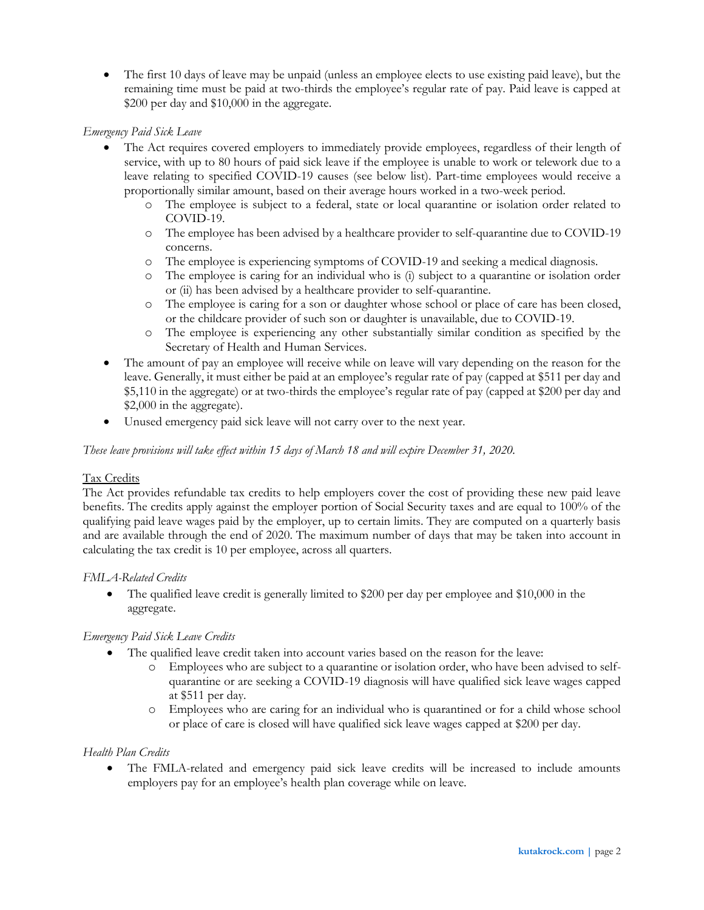- The first 10 days of leave may be unpaid (unless an employee elects to use existing paid leave), but the remaining time must be paid at two-thirds the employee's regular rate of pay. Paid leave is capped at $200 per day and $10,000 in the aggregate.

*Emergency Paid Sick Leave*

- The Act requires covered employers to immediately provide employees, regardless of their length of service, with up to 80 hours of paid sick leave if the employee is unable to work or telework due to a leave relating to specified COVID-19 causes (see below list). Part-time employees would receive a proportionally similar amount, based on their average hours worked in a two-week period.
    - The employee is subject to a federal, state or local quarantine or isolation order related to COVID-19.
    - The employee has been advised by a healthcare provider to self-quarantine due to COVID-19 concerns.
    - The employee is experiencing symptoms of COVID-19 and seeking a medical diagnosis.
    - The employee is caring for an individual who is (i) subject to a quarantine or isolation order or (ii) has been advised by a healthcare provider to self-quarantine.
    - The employee is caring for a son or daughter whose school or place of care has been closed, or the childcare provider of such son or daughter is unavailable, due to COVID-19.
    - The employee is experiencing any other substantially similar condition as specified by the Secretary of Health and Human Services.
- The amount of pay an employee will receive while on leave will vary depending on the reason for the leave. Generally, it must either be paid at an employee's regular rate of pay (capped at $511 per day and $5,110 in the aggregate) or at two-thirds the employee's regular rate of pay (capped at $200 per day and $2,000 in the aggregate).
- Unused emergency paid sick leave will not carry over to the next year.

*These leave provisions will take effect within 15 days of March 18 and will expire December 31, 2020.*

<u>Tax Credits</u>

The Act provides refundable tax credits to help employers cover the cost of providing these new paid leave benefits. The credits apply against the employer portion of Social Security taxes and are equal to 100% of the qualifying paid leave wages paid by the employer, up to certain limits. They are computed on a quarterly basis and are available through the end of 2020. The maximum number of days that may be taken into account in calculating the tax credit is 10 per employee, across all quarters.

*FMLA-Related Credits*

- The qualified leave credit is generally limited to $200 per day per employee and $10,000 in the aggregate.

*Emergency Paid Sick Leave Credits*

- The qualified leave credit taken into account varies based on the reason for the leave:
    - Employees who are subject to a quarantine or isolation order, who have been advised to self-quarantine or are seeking a COVID-19 diagnosis will have qualified sick leave wages capped at $511 per day.
    - Employees who are caring for an individual who is quarantined or for a child whose school or place of care is closed will have qualified sick leave wages capped at $200 per day.

*Health Plan Credits*

- The FMLA-related and emergency paid sick leave credits will be increased to include amounts employers pay for an employee's health plan coverage while on leave.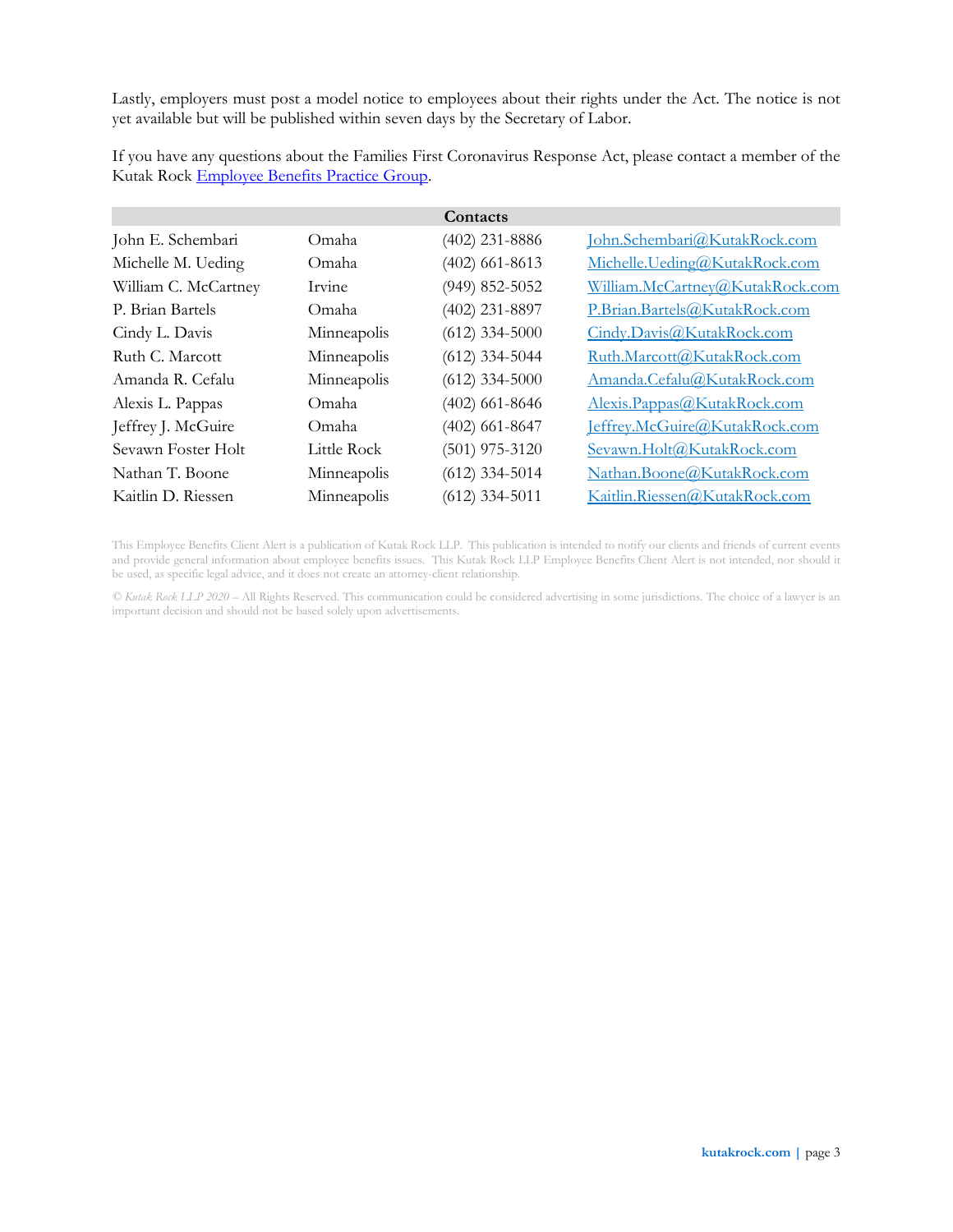Lastly, employers must post a model notice to employees about their rights under the Act. The notice is not yet available but will be published within seven days by the Secretary of Labor.

If you have any questions about the Families First Coronavirus Response Act, please contact a member of the Kutak Rock Employee Benefits Practice Group.

| Contacts | | | |
|---|---|---|---|
| John E. Schembari | Omaha | (402) 231-8886 | John.Schembari@KutakRock.com |
| Michelle M. Ueding | Omaha | (402) 661-8613 | Michelle.Ueding@KutakRock.com |
| William C. McCartney | Irvine | (949) 852-5052 | William.McCartney@KutakRock.com |
| P. Brian Bartels | Omaha | (402) 231-8897 | P.Brian.Bartels@KutakRock.com |
| Cindy L. Davis | Minneapolis | (612) 334-5000 | Cindy.Davis@KutakRock.com |
| Ruth C. Marcott | Minneapolis | (612) 334-5044 | Ruth.Marcott@KutakRock.com |
| Amanda R. Cefalu | Minneapolis | (612) 334-5000 | Amanda.Cefalu@KutakRock.com |
| Alexis L. Pappas | Omaha | (402) 661-8646 | Alexis.Pappas@KutakRock.com |
| Jeffrey J. McGuire | Omaha | (402) 661-8647 | Jeffrey.McGuire@KutakRock.com |
| Sevawn Foster Holt | Little Rock | (501) 975-3120 | Sevawn.Holt@KutakRock.com |
| Nathan T. Boone | Minneapolis | (612) 334-5014 | Nathan.Boone@KutakRock.com |
| Kaitlin D. Riessen | Minneapolis | (612) 334-5011 | Kaitlin.Riessen@KutakRock.com |

This Employee Benefits Client Alert is a publication of Kutak Rock LLP. This publication is intended to notify our clients and friends of current events and provide general information about employee benefits issues. This Kutak Rock LLP Employee Benefits Client Alert is not intended, nor should it be used, as specific legal advice, and it does not create an attorney-client relationship.

© *Kutak Rock LLP 2020* – All Rights Reserved. This communication could be considered advertising in some jurisdictions. The choice of a lawyer is an important decision and should not be based solely upon advertisements.